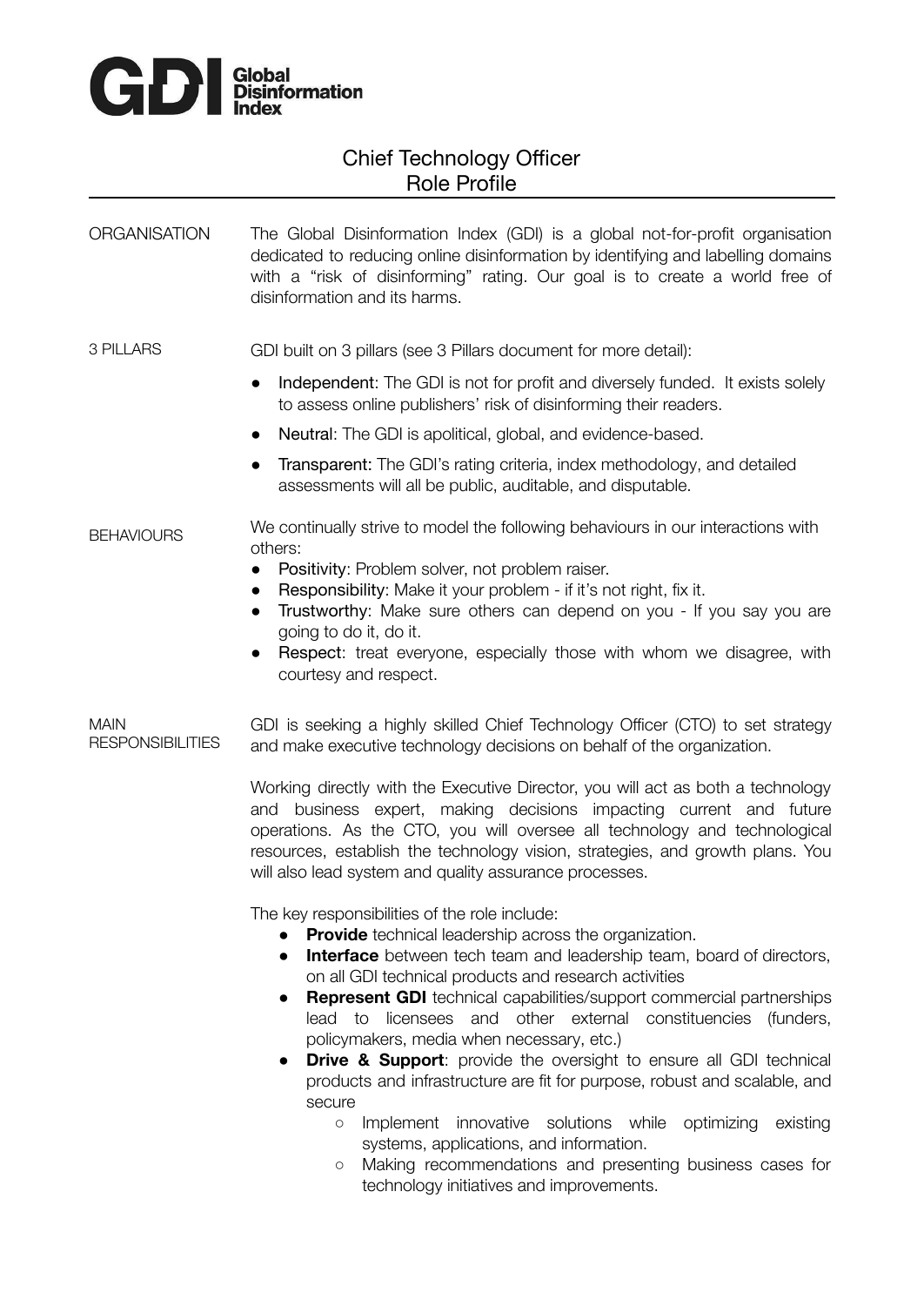**Global Disinformation Index**

# Chief Technology Officer
## Role Profile

**ORGANISATION**

The Global Disinformation Index (GDI) is a global not-for-profit organisation dedicated to reducing online disinformation by identifying and labelling domains with a "risk of disinforming" rating. Our goal is to create a world free of disinformation and its harms.

**3 PILLARS**

GDI built on 3 pillars (see 3 Pillars document for more detail):

- Independent: The GDI is not for profit and diversely funded. It exists solely to assess online publishers' risk of disinforming their readers.
- Neutral: The GDI is apolitical, global, and evidence-based.
- Transparent: The GDI's rating criteria, index methodology, and detailed assessments will all be public, auditable, and disputable.

**BEHAVIOURS**

We continually strive to model the following behaviours in our interactions with others:

- Positivity: Problem solver, not problem raiser.
- Responsibility: Make it your problem - if it's not right, fix it.
- Trustworthy: Make sure others can depend on you - If you say you are going to do it, do it.
- Respect: treat everyone, especially those with whom we disagree, with courtesy and respect.

**MAIN RESPONSIBILITIES**

GDI is seeking a highly skilled Chief Technology Officer (CTO) to set strategy and make executive technology decisions on behalf of the organization.

Working directly with the Executive Director, you will act as both a technology and business expert, making decisions impacting current and future operations. As the CTO, you will oversee all technology and technological resources, establish the technology vision, strategies, and growth plans. You will also lead system and quality assurance processes.

The key responsibilities of the role include:

- **Provide** technical leadership across the organization.
- **Interface** between tech team and leadership team, board of directors, on all GDI technical products and research activities
- **Represent GDI** technical capabilities/support commercial partnerships lead to licensees and other external constituencies (funders, policymakers, media when necessary, etc.)
- **Drive & Support**: provide the oversight to ensure all GDI technical products and infrastructure are fit for purpose, robust and scalable, and secure
    - Implement innovative solutions while optimizing existing systems, applications, and information.
    - Making recommendations and presenting business cases for technology initiatives and improvements.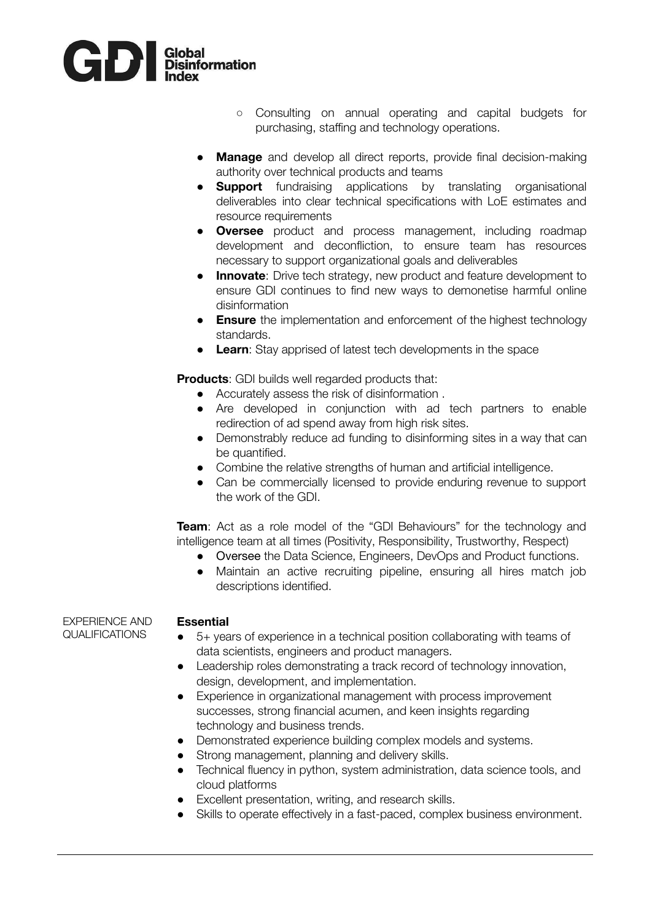- Consulting on annual operating and capital budgets for purchasing, staffing and technology operations.

- **Manage** and develop all direct reports, provide final decision-making authority over technical products and teams
- **Support** fundraising applications by translating organisational deliverables into clear technical specifications with LoE estimates and resource requirements
- **Oversee** product and process management, including roadmap development and deconfliction, to ensure team has resources necessary to support organizational goals and deliverables
- **Innovate**: Drive tech strategy, new product and feature development to ensure GDI continues to find new ways to demonetise harmful online disinformation
- **Ensure** the implementation and enforcement of the highest technology standards.
- **Learn**: Stay apprised of latest tech developments in the space

**Products**: GDI builds well regarded products that:

- Accurately assess the risk of disinformation .
- Are developed in conjunction with ad tech partners to enable redirection of ad spend away from high risk sites.
- Demonstrably reduce ad funding to disinforming sites in a way that can be quantified.
- Combine the relative strengths of human and artificial intelligence.
- Can be commercially licensed to provide enduring revenue to support the work of the GDI.

**Team**: Act as a role model of the "GDI Behaviours" for the technology and intelligence team at all times (Positivity, Responsibility, Trustworthy, Respect)

- Oversee the Data Science, Engineers, DevOps and Product functions.
- Maintain an active recruiting pipeline, ensuring all hires match job descriptions identified.

EXPERIENCE AND QUALIFICATIONS

**Essential**

- 5+ years of experience in a technical position collaborating with teams of data scientists, engineers and product managers.
- Leadership roles demonstrating a track record of technology innovation, design, development, and implementation.
- Experience in organizational management with process improvement successes, strong financial acumen, and keen insights regarding technology and business trends.
- Demonstrated experience building complex models and systems.
- Strong management, planning and delivery skills.
- Technical fluency in python, system administration, data science tools, and cloud platforms
- Excellent presentation, writing, and research skills.
- Skills to operate effectively in a fast-paced, complex business environment.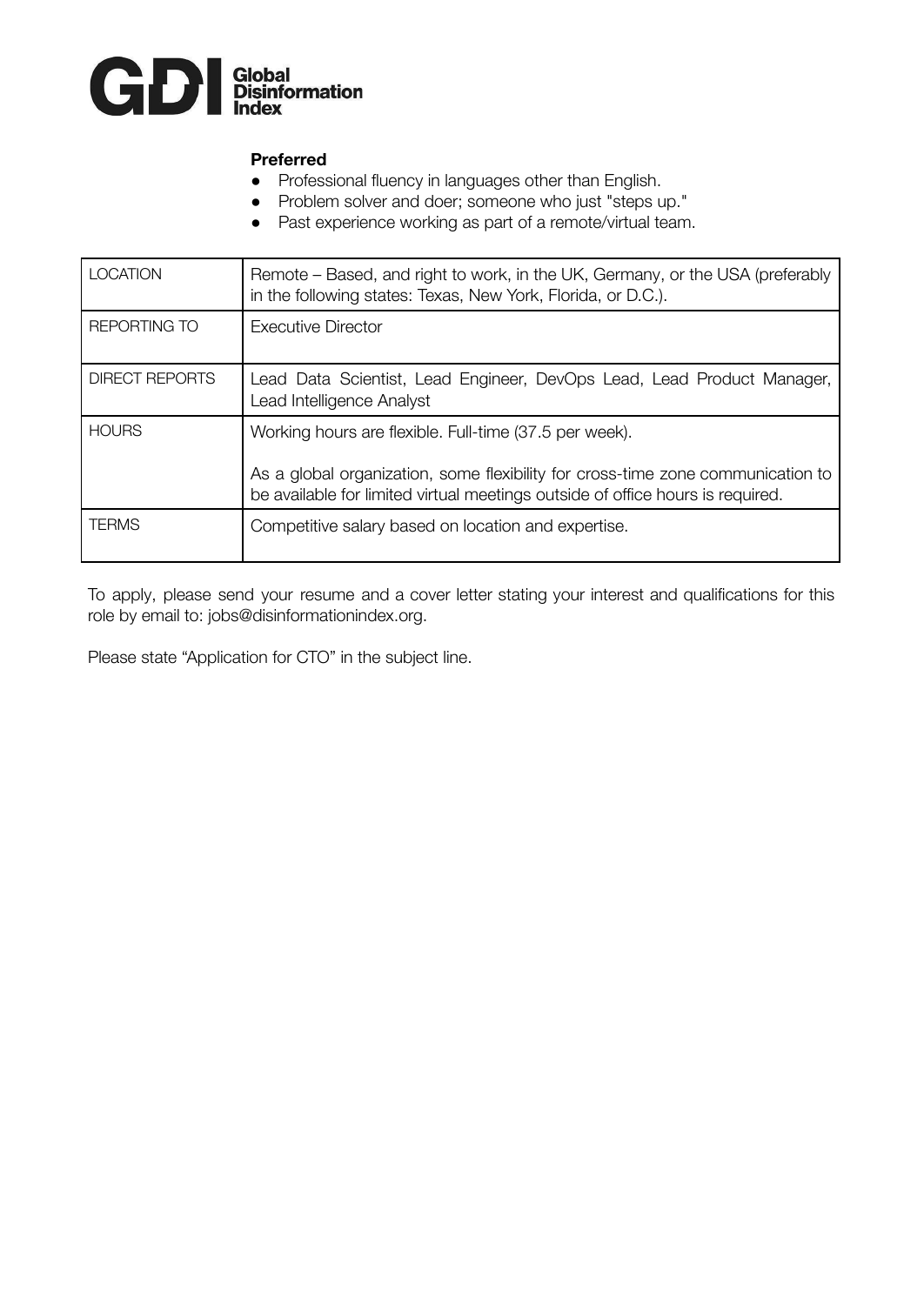**Preferred**

- Professional fluency in languages other than English.
- Problem solver and doer; someone who just "steps up."
- Past experience working as part of a remote/virtual team.

| | |
|---|---|
| LOCATION | Remote – Based, and right to work, in the UK, Germany, or the USA (preferably in the following states: Texas, New York, Florida, or D.C.). |
| REPORTING TO | Executive Director |
| DIRECT REPORTS | Lead Data Scientist, Lead Engineer, DevOps Lead, Lead Product Manager, Lead Intelligence Analyst |
| HOURS | Working hours are flexible. Full-time (37.5 per week).<br><br>As a global organization, some flexibility for cross-time zone communication to be available for limited virtual meetings outside of office hours is required. |
| TERMS | Competitive salary based on location and expertise. |

To apply, please send your resume and a cover letter stating your interest and qualifications for this role by email to: jobs@disinformationindex.org.

Please state "Application for CTO" in the subject line.